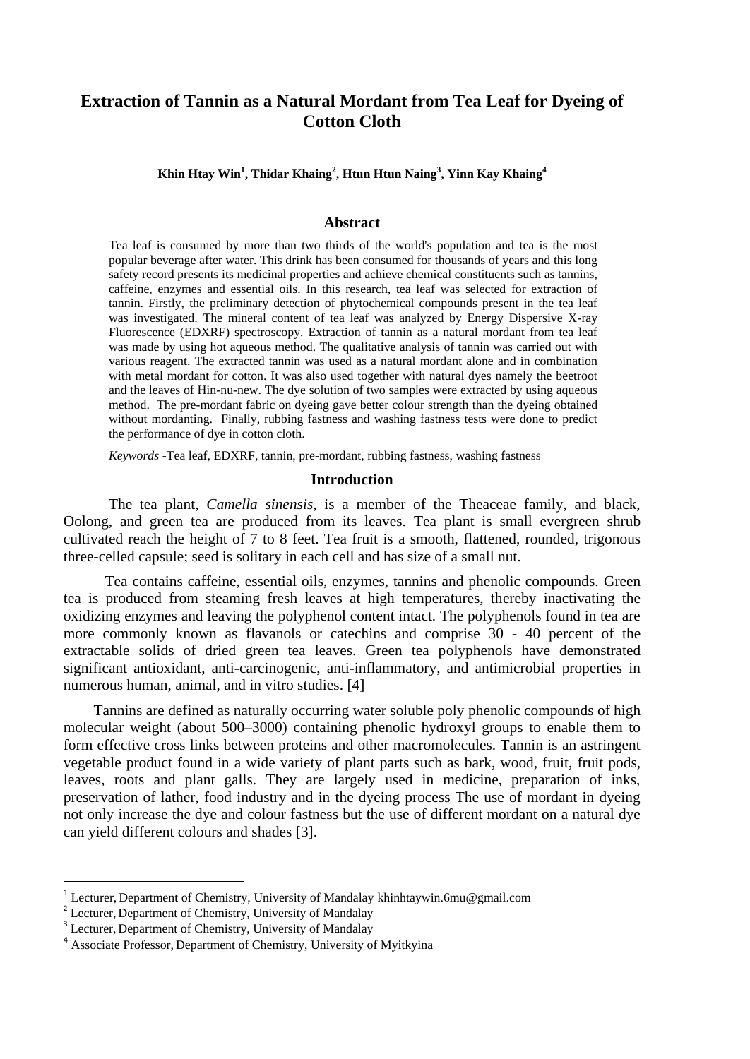# Extraction of Tannin as a Natural Mordant from Tea Leaf for Dyeing of Cotton Cloth

**Khin Htay Win[1], Thidar Khaing[2], Htun Htun Naing[3], Yinn Kay Khaing[4]**

## Abstract

Tea leaf is consumed by more than two thirds of the world's population and tea is the most popular beverage after water. This drink has been consumed for thousands of years and this long safety record presents its medicinal properties and achieve chemical constituents such as tannins, caffeine, enzymes and essential oils. In this research, tea leaf was selected for extraction of tannin. Firstly, the preliminary detection of phytochemical compounds present in the tea leaf was investigated. The mineral content of tea leaf was analyzed by Energy Dispersive X-ray Fluorescence (EDXRF) spectroscopy. Extraction of tannin as a natural mordant from tea leaf was made by using hot aqueous method. The qualitative analysis of tannin was carried out with various reagent. The extracted tannin was used as a natural mordant alone and in combination with metal mordant for cotton. It was also used together with natural dyes namely the beetroot and the leaves of Hin-nu-new. The dye solution of two samples were extracted by using aqueous method. The pre-mordant fabric on dyeing gave better colour strength than the dyeing obtained without mordanting. Finally, rubbing fastness and washing fastness tests were done to predict the performance of dye in cotton cloth.

*Keywords* -Tea leaf, EDXRF, tannin, pre-mordant, rubbing fastness, washing fastness

## Introduction

The tea plant, *Camella sinensis*, is a member of the Theaceae family, and black, Oolong, and green tea are produced from its leaves. Tea plant is small evergreen shrub cultivated reach the height of 7 to 8 feet. Tea fruit is a smooth, flattened, rounded, trigonous three-celled capsule; seed is solitary in each cell and has size of a small nut.

Tea contains caffeine, essential oils, enzymes, tannins and phenolic compounds. Green tea is produced from steaming fresh leaves at high temperatures, thereby inactivating the oxidizing enzymes and leaving the polyphenol content intact. The polyphenols found in tea are more commonly known as flavanols or catechins and comprise 30 - 40 percent of the extractable solids of dried green tea leaves. Green tea polyphenols have demonstrated significant antioxidant, anti-carcinogenic, anti-inflammatory, and antimicrobial properties in numerous human, animal, and in vitro studies. [4]

Tannins are defined as naturally occurring water soluble poly phenolic compounds of high molecular weight (about 500–3000) containing phenolic hydroxyl groups to enable them to form effective cross links between proteins and other macromolecules. Tannin is an astringent vegetable product found in a wide variety of plant parts such as bark, wood, fruit, fruit pods, leaves, roots and plant galls. They are largely used in medicine, preparation of inks, preservation of lather, food industry and in the dyeing process The use of mordant in dyeing not only increase the dye and colour fastness but the use of different mordant on a natural dye can yield different colours and shades [3].

---

[1] Lecturer, Department of Chemistry, University of Mandalay khinhtaywin.6mu@gmail.com
[2] Lecturer, Department of Chemistry, University of Mandalay
[3] Lecturer, Department of Chemistry, University of Mandalay
[4] Associate Professor, Department of Chemistry, University of Myitkyina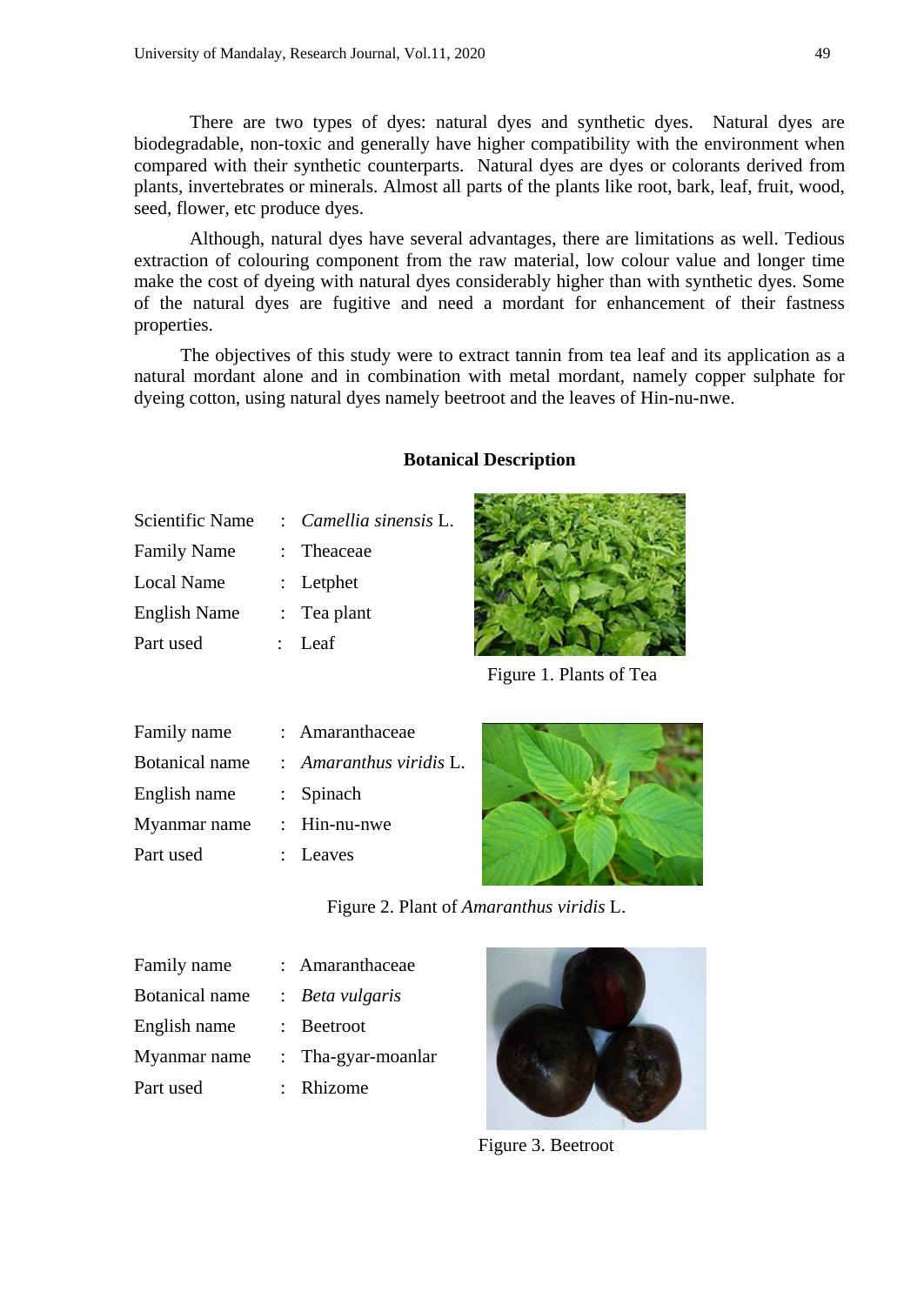There are two types of dyes: natural dyes and synthetic dyes. Natural dyes are biodegradable, non-toxic and generally have higher compatibility with the environment when compared with their synthetic counterparts. Natural dyes are dyes or colorants derived from plants, invertebrates or minerals. Almost all parts of the plants like root, bark, leaf, fruit, wood, seed, flower, etc produce dyes.

Although, natural dyes have several advantages, there are limitations as well. Tedious extraction of colouring component from the raw material, low colour value and longer time make the cost of dyeing with natural dyes considerably higher than with synthetic dyes. Some of the natural dyes are fugitive and need a mordant for enhancement of their fastness properties.

The objectives of this study were to extract tannin from tea leaf and its application as a natural mordant alone and in combination with metal mordant, namely copper sulphate for dyeing cotton, using natural dyes namely beetroot and the leaves of Hin-nu-nwe.

**Botanical Description**

Scientific Name : *Camellia sinensis* L.
Family Name : Theaceae
Local Name : Letphet
English Name : Tea plant
Part used : Leaf

Figure 1. Plants of Tea

Family name : Amaranthaceae
Botanical name : *Amaranthus viridis* L.
English name : Spinach
Myanmar name : Hin-nu-nwe
Part used : Leaves

Figure 2. Plant of *Amaranthus viridis* L.

Family name : Amaranthaceae
Botanical name : *Beta vulgaris*
English name : Beetroot
Myanmar name : Tha-gyar-moanlar
Part used : Rhizome

Figure 3. Beetroot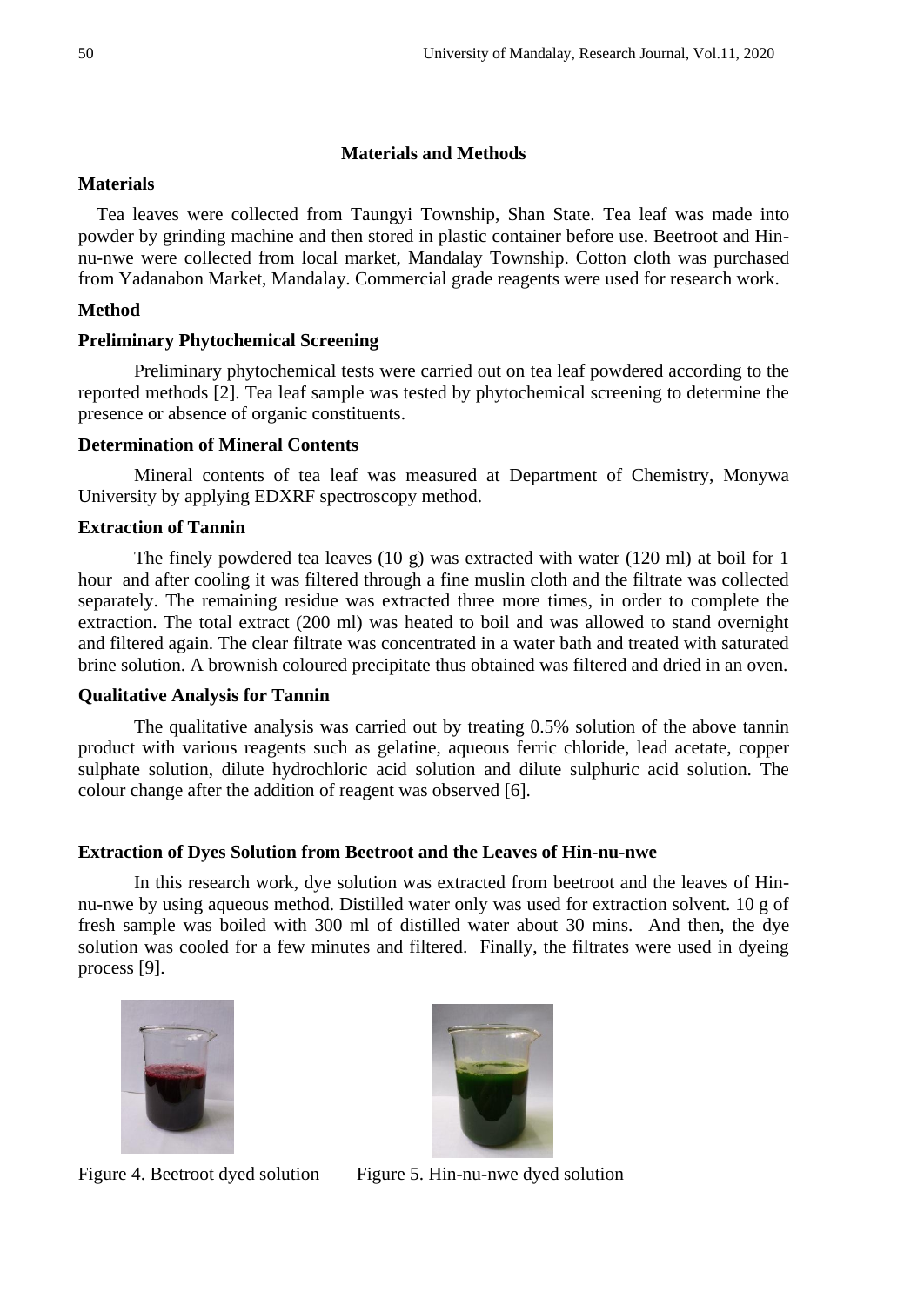## Materials and Methods

### Materials

Tea leaves were collected from Taungyi Township, Shan State. Tea leaf was made into powder by grinding machine and then stored in plastic container before use. Beetroot and Hin-nu-nwe were collected from local market, Mandalay Township. Cotton cloth was purchased from Yadanabon Market, Mandalay. Commercial grade reagents were used for research work.

### Method

#### Preliminary Phytochemical Screening

Preliminary phytochemical tests were carried out on tea leaf powdered according to the reported methods [2]. Tea leaf sample was tested by phytochemical screening to determine the presence or absence of organic constituents.

#### Determination of Mineral Contents

Mineral contents of tea leaf was measured at Department of Chemistry, Monywa University by applying EDXRF spectroscopy method.

#### Extraction of Tannin

The finely powdered tea leaves (10 g) was extracted with water (120 ml) at boil for 1 hour and after cooling it was filtered through a fine muslin cloth and the filtrate was collected separately. The remaining residue was extracted three more times, in order to complete the extraction. The total extract (200 ml) was heated to boil and was allowed to stand overnight and filtered again. The clear filtrate was concentrated in a water bath and treated with saturated brine solution. A brownish coloured precipitate thus obtained was filtered and dried in an oven.

#### Qualitative Analysis for Tannin

The qualitative analysis was carried out by treating 0.5% solution of the above tannin product with various reagents such as gelatine, aqueous ferric chloride, lead acetate, copper sulphate solution, dilute hydrochloric acid solution and dilute sulphuric acid solution. The colour change after the addition of reagent was observed [6].

#### Extraction of Dyes Solution from Beetroot and the Leaves of Hin-nu-nwe

In this research work, dye solution was extracted from beetroot and the leaves of Hin-nu-nwe by using aqueous method. Distilled water only was used for extraction solvent. 10 g of fresh sample was boiled with 300 ml of distilled water about 30 mins. And then, the dye solution was cooled for a few minutes and filtered. Finally, the filtrates were used in dyeing process [9].

Figure 4. Beetroot dyed solution

Figure 5. Hin-nu-nwe dyed solution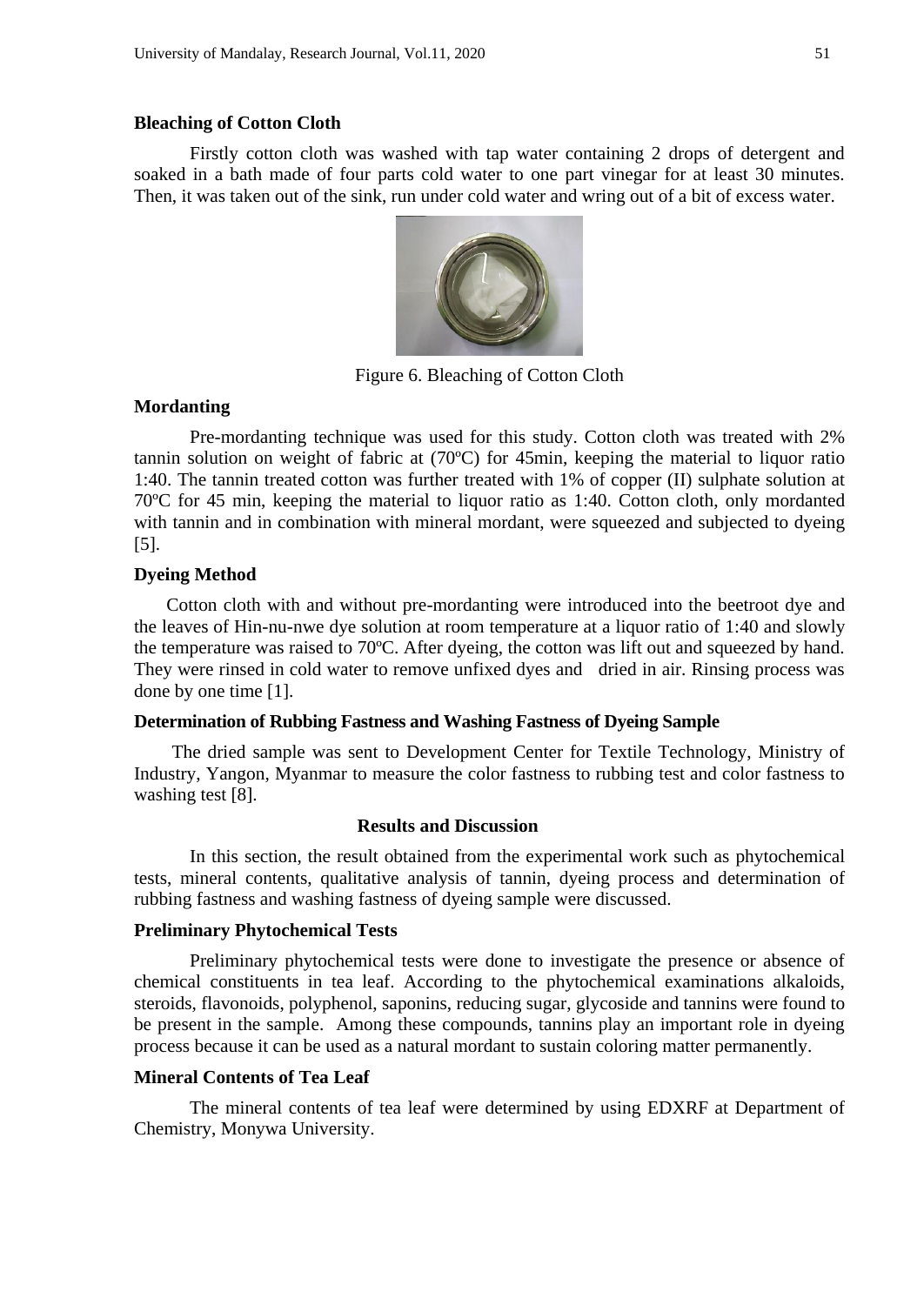### Bleaching of Cotton Cloth

Firstly cotton cloth was washed with tap water containing 2 drops of detergent and soaked in a bath made of four parts cold water to one part vinegar for at least 30 minutes. Then, it was taken out of the sink, run under cold water and wring out of a bit of excess water.

Figure 6. Bleaching of Cotton Cloth

### Mordanting

Pre-mordanting technique was used for this study. Cotton cloth was treated with 2% tannin solution on weight of fabric at (70ºC) for 45min, keeping the material to liquor ratio 1:40. The tannin treated cotton was further treated with 1% of copper (II) sulphate solution at 70ºC for 45 min, keeping the material to liquor ratio as 1:40. Cotton cloth, only mordanted with tannin and in combination with mineral mordant, were squeezed and subjected to dyeing [5].

### Dyeing Method

Cotton cloth with and without pre-mordanting were introduced into the beetroot dye and the leaves of Hin-nu-nwe dye solution at room temperature at a liquor ratio of 1:40 and slowly the temperature was raised to 70ºC. After dyeing, the cotton was lift out and squeezed by hand. They were rinsed in cold water to remove unfixed dyes and dried in air. Rinsing process was done by one time [1].

### Determination of Rubbing Fastness and Washing Fastness of Dyeing Sample

The dried sample was sent to Development Center for Textile Technology, Ministry of Industry, Yangon, Myanmar to measure the color fastness to rubbing test and color fastness to washing test [8].

## Results and Discussion

In this section, the result obtained from the experimental work such as phytochemical tests, mineral contents, qualitative analysis of tannin, dyeing process and determination of rubbing fastness and washing fastness of dyeing sample were discussed.

### Preliminary Phytochemical Tests

Preliminary phytochemical tests were done to investigate the presence or absence of chemical constituents in tea leaf. According to the phytochemical examinations alkaloids, steroids, flavonoids, polyphenol, saponins, reducing sugar, glycoside and tannins were found to be present in the sample. Among these compounds, tannins play an important role in dyeing process because it can be used as a natural mordant to sustain coloring matter permanently.

### Mineral Contents of Tea Leaf

The mineral contents of tea leaf were determined by using EDXRF at Department of Chemistry, Monywa University.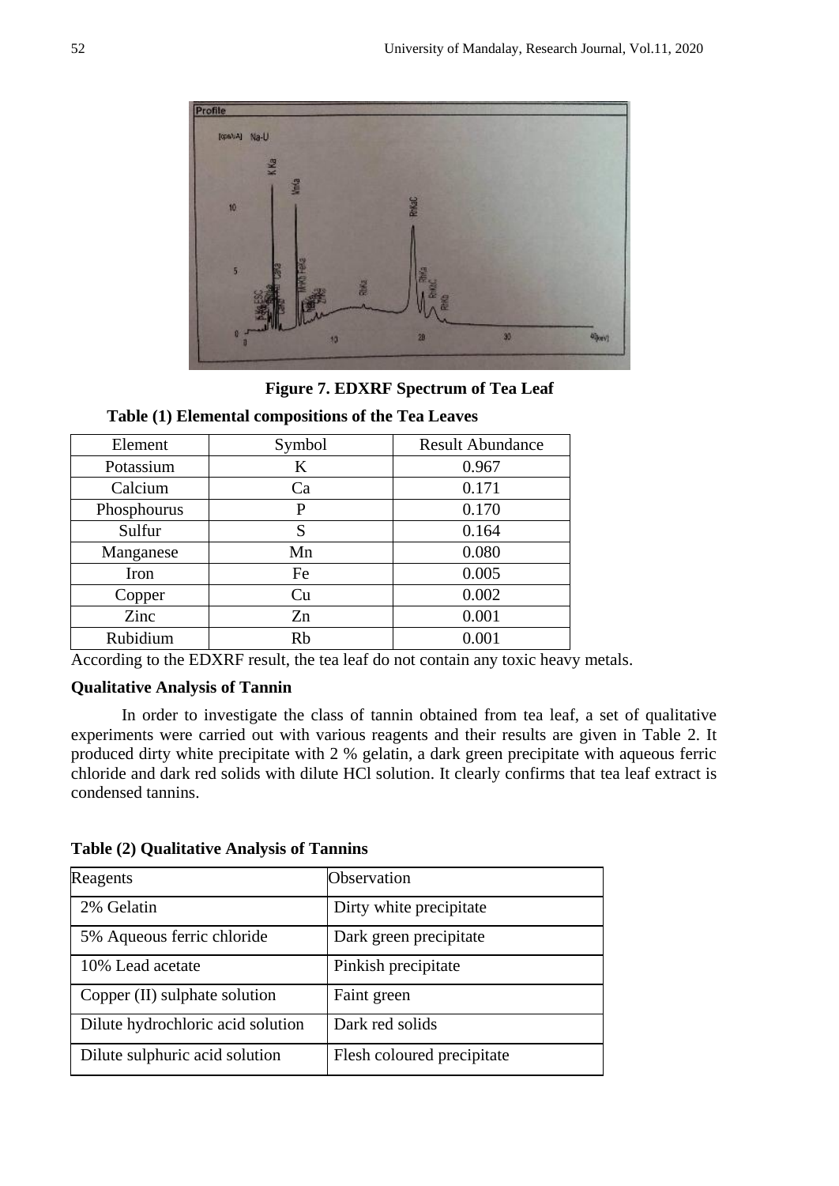**Figure 7. EDXRF Spectrum of Tea Leaf**

**Table (1) Elemental compositions of the Tea Leaves**

| Element | Symbol | Result Abundance |
|---|---|---|
| Potassium | K | 0.967 |
| Calcium | Ca | 0.171 |
| Phosphourus | P | 0.170 |
| Sulfur | S | 0.164 |
| Manganese | Mn | 0.080 |
| Iron | Fe | 0.005 |
| Copper | Cu | 0.002 |
| Zinc | Zn | 0.001 |
| Rubidium | Rb | 0.001 |

According to the EDXRF result, the tea leaf do not contain any toxic heavy metals.

### Qualitative Analysis of Tannin

In order to investigate the class of tannin obtained from tea leaf, a set of qualitative experiments were carried out with various reagents and their results are given in Table 2. It produced dirty white precipitate with 2 % gelatin, a dark green precipitate with aqueous ferric chloride and dark red solids with dilute HCl solution. It clearly confirms that tea leaf extract is condensed tannins.

**Table (2) Qualitative Analysis of Tannins**

| Reagents | Observation |
|---|---|
| 2% Gelatin | Dirty white precipitate |
| 5% Aqueous ferric chloride | Dark green precipitate |
| 10% Lead acetate | Pinkish precipitate |
| Copper (II) sulphate solution | Faint green |
| Dilute hydrochloric acid solution | Dark red solids |
| Dilute sulphuric acid solution | Flesh coloured precipitate |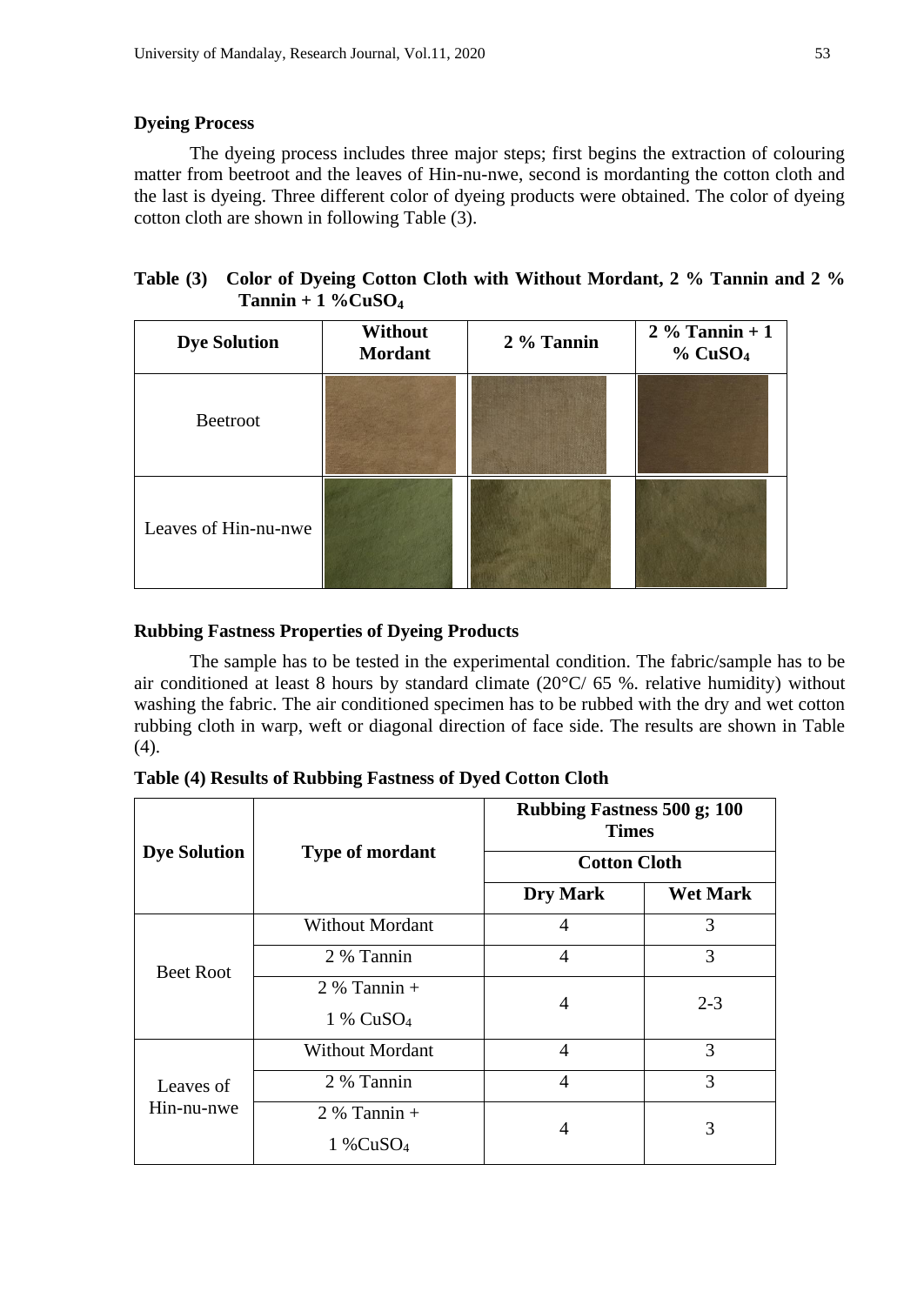### Dyeing Process

The dyeing process includes three major steps; first begins the extraction of colouring matter from beetroot and the leaves of Hin-nu-nwe, second is mordanting the cotton cloth and the last is dyeing. Three different color of dyeing products were obtained. The color of dyeing cotton cloth are shown in following Table (3).

**Table (3) Color of Dyeing Cotton Cloth with Without Mordant, 2 % Tannin and 2 % Tannin + 1 %$CuSO_4$**

| Dye Solution | Without Mordant | 2 % Tannin | 2 % Tannin + 1 % $CuSO_4$ |
|---|---|---|---|
| Beetroot | | | |
| Leaves of Hin-nu-nwe | | | |

### Rubbing Fastness Properties of Dyeing Products

The sample has to be tested in the experimental condition. The fabric/sample has to be air conditioned at least 8 hours by standard climate (20°C/ 65 %. relative humidity) without washing the fabric. The air conditioned specimen has to be rubbed with the dry and wet cotton rubbing cloth in warp, weft or diagonal direction of face side. The results are shown in Table (4).

**Table (4) Results of Rubbing Fastness of Dyed Cotton Cloth**

| Dye Solution | Type of mordant | Rubbing Fastness 500 g; 100 Times | |
|---|---|---|---|
| | | Cotton Cloth | |
| | | Dry Mark | Wet Mark |
| Beet Root | Without Mordant | 4 | 3 |
| | 2 % Tannin | 4 | 3 |
| | 2 % Tannin + 1 % $CuSO_4$ | 4 | 2-3 |
| Leaves of Hin-nu-nwe | Without Mordant | 4 | 3 |
| | 2 % Tannin | 4 | 3 |
| | 2 % Tannin + 1 %$CuSO_4$ | 4 | 3 |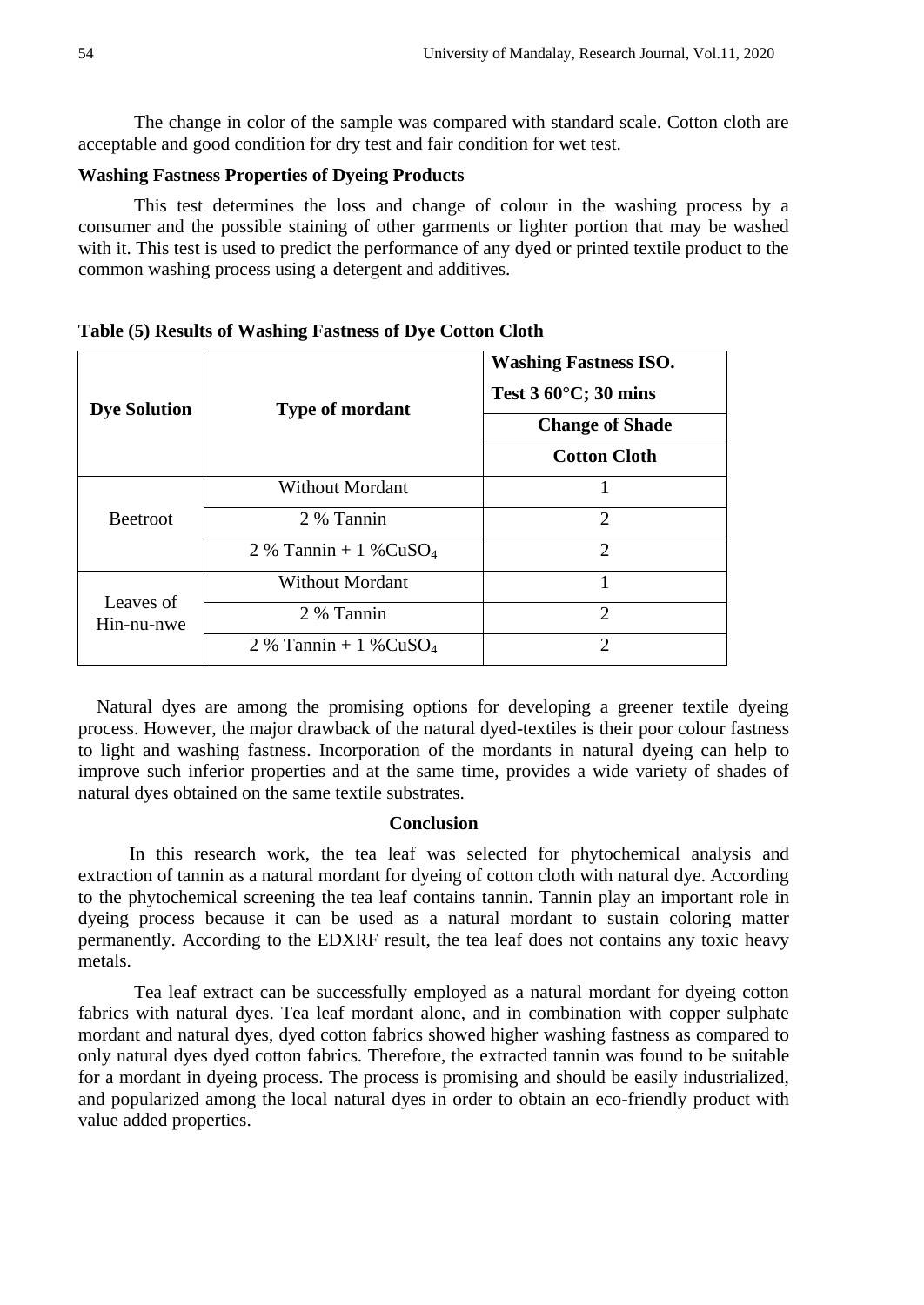The change in color of the sample was compared with standard scale. Cotton cloth are acceptable and good condition for dry test and fair condition for wet test.

**Washing Fastness Properties of Dyeing Products**

This test determines the loss and change of colour in the washing process by a consumer and the possible staining of other garments or lighter portion that may be washed with it. This test is used to predict the performance of any dyed or printed textile product to the common washing process using a detergent and additives.

**Table (5) Results of Washing Fastness of Dye Cotton Cloth**

| Dye Solution | Type of mordant | Washing Fastness ISO. Test 3 60°C; 30 mins |
|---|---|---|
| | | Change of Shade |
| | | Cotton Cloth |
| Beetroot | Without Mordant | 1 |
| | 2 % Tannin | 2 |
| | 2 % Tannin + 1 %$CuSO_4$ | 2 |
| Leaves of Hin-nu-nwe | Without Mordant | 1 |
| | 2 % Tannin | 2 |
| | 2 % Tannin + 1 %$CuSO_4$ | 2 |

Natural dyes are among the promising options for developing a greener textile dyeing process. However, the major drawback of the natural dyed-textiles is their poor colour fastness to light and washing fastness. Incorporation of the mordants in natural dyeing can help to improve such inferior properties and at the same time, provides a wide variety of shades of natural dyes obtained on the same textile substrates.

## Conclusion

In this research work, the tea leaf was selected for phytochemical analysis and extraction of tannin as a natural mordant for dyeing of cotton cloth with natural dye. According to the phytochemical screening the tea leaf contains tannin. Tannin play an important role in dyeing process because it can be used as a natural mordant to sustain coloring matter permanently. According to the EDXRF result, the tea leaf does not contains any toxic heavy metals.

Tea leaf extract can be successfully employed as a natural mordant for dyeing cotton fabrics with natural dyes. Tea leaf mordant alone, and in combination with copper sulphate mordant and natural dyes, dyed cotton fabrics showed higher washing fastness as compared to only natural dyes dyed cotton fabrics. Therefore, the extracted tannin was found to be suitable for a mordant in dyeing process. The process is promising and should be easily industrialized, and popularized among the local natural dyes in order to obtain an eco-friendly product with value added properties.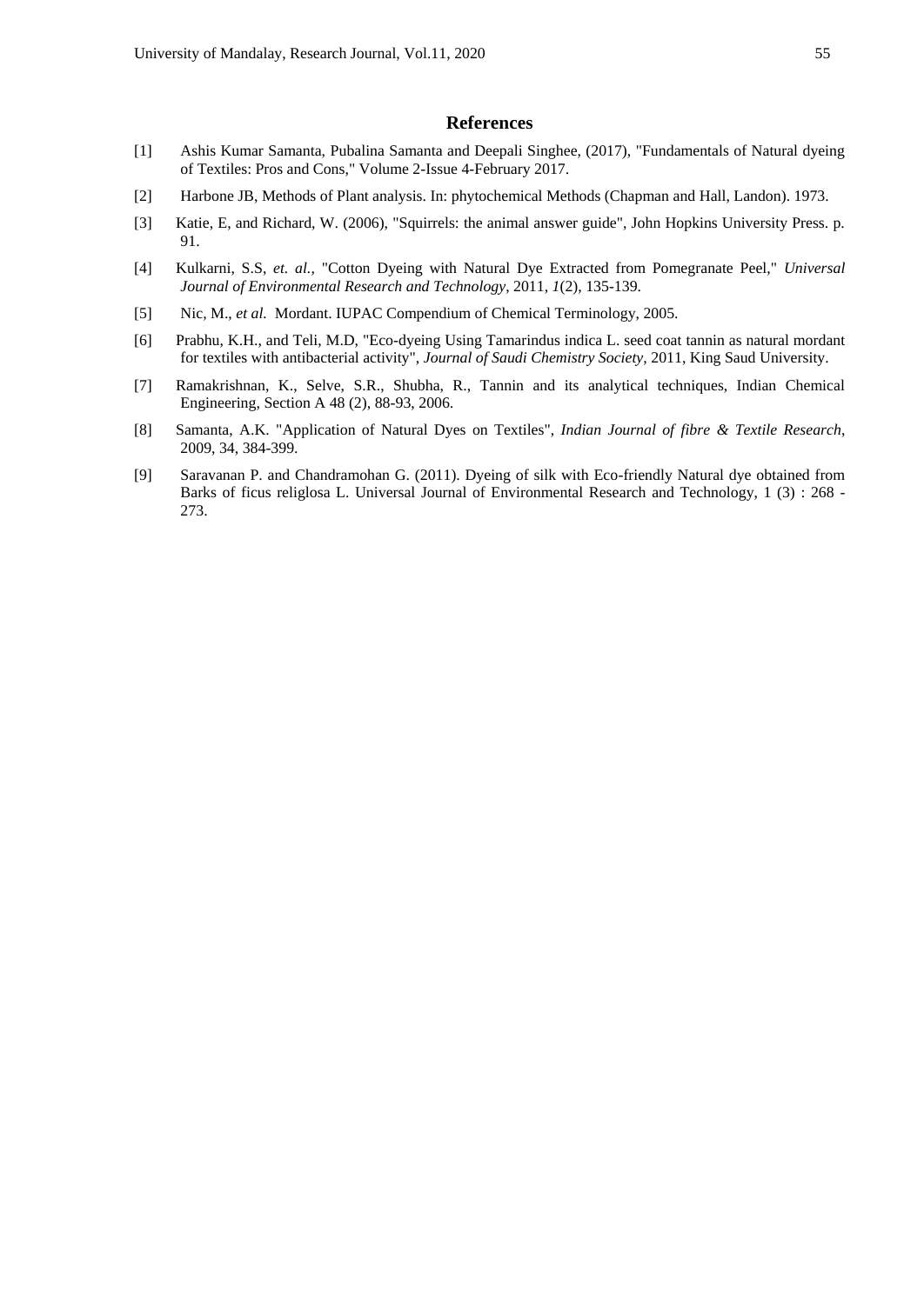## References

[1] Ashis Kumar Samanta, Pubalina Samanta and Deepali Singhee, (2017), "Fundamentals of Natural dyeing of Textiles: Pros and Cons," Volume 2-Issue 4-February 2017.

[2] Harbone JB, Methods of Plant analysis. In: phytochemical Methods (Chapman and Hall, Landon). 1973.

[3] Katie, E, and Richard, W. (2006), "Squirrels: the animal answer guide", John Hopkins University Press. p. 91.

[4] Kulkarni, S.S, *et. al.,* "Cotton Dyeing with Natural Dye Extracted from Pomegranate Peel," *Universal Journal of Environmental Research and Technology*, 2011, *1*(2), 135-139.

[5] Nic, M., *et al.* Mordant. IUPAC Compendium of Chemical Terminology, 2005.

[6] Prabhu, K.H., and Teli, M.D, "Eco-dyeing Using Tamarindus indica L. seed coat tannin as natural mordant for textiles with antibacterial activity", *Journal of Saudi Chemistry Society,* 2011, King Saud University.

[7] Ramakrishnan, K., Selve, S.R., Shubha, R., Tannin and its analytical techniques, Indian Chemical Engineering, Section A 48 (2), 88-93, 2006.

[8] Samanta, A.K. "Application of Natural Dyes on Textiles", *Indian Journal of fibre & Textile Research*, 2009, 34, 384-399.

[9] Saravanan P. and Chandramohan G. (2011). Dyeing of silk with Eco-friendly Natural dye obtained from Barks of ficus religlosa L. Universal Journal of Environmental Research and Technology, 1 (3) : 268 - 273.